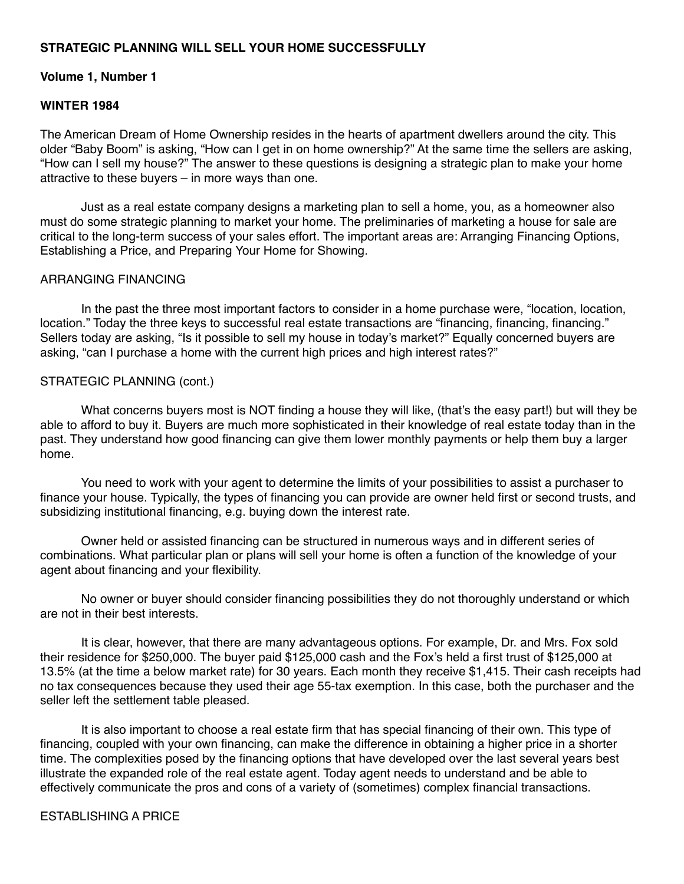**STRATEGIC PLANNING WILL SELL YOUR HOME SUCCESSFULLY**

**Volume 1, Number 1**

**WINTER 1984**

The American Dream of Home Ownership resides in the hearts of apartment dwellers around the city. This older "Baby Boom" is asking, "How can I get in on home ownership?" At the same time the sellers are asking, "How can I sell my house?" The answer to these questions is designing a strategic plan to make your home attractive to these buyers – in more ways than one.

Just as a real estate company designs a marketing plan to sell a home, you, as a homeowner also must do some strategic planning to market your home. The preliminaries of marketing a house for sale are critical to the long-term success of your sales effort. The important areas are: Arranging Financing Options, Establishing a Price, and Preparing Your Home for Showing.

ARRANGING FINANCING

In the past the three most important factors to consider in a home purchase were, "location, location, location." Today the three keys to successful real estate transactions are "financing, financing, financing." Sellers today are asking, "Is it possible to sell my house in today's market?" Equally concerned buyers are asking, "can I purchase a home with the current high prices and high interest rates?"

STRATEGIC PLANNING (cont.)

What concerns buyers most is NOT finding a house they will like, (that's the easy part!) but will they be able to afford to buy it. Buyers are much more sophisticated in their knowledge of real estate today than in the past. They understand how good financing can give them lower monthly payments or help them buy a larger home.

You need to work with your agent to determine the limits of your possibilities to assist a purchaser to finance your house. Typically, the types of financing you can provide are owner held first or second trusts, and subsidizing institutional financing, e.g. buying down the interest rate.

Owner held or assisted financing can be structured in numerous ways and in different series of combinations. What particular plan or plans will sell your home is often a function of the knowledge of your agent about financing and your flexibility.

No owner or buyer should consider financing possibilities they do not thoroughly understand or which are not in their best interests.

It is clear, however, that there are many advantageous options. For example, Dr. and Mrs. Fox sold their residence for $250,000. The buyer paid $125,000 cash and the Fox's held a first trust of $125,000 at 13.5% (at the time a below market rate) for 30 years. Each month they receive $1,415. Their cash receipts had no tax consequences because they used their age 55-tax exemption. In this case, both the purchaser and the seller left the settlement table pleased.

It is also important to choose a real estate firm that has special financing of their own. This type of financing, coupled with your own financing, can make the difference in obtaining a higher price in a shorter time. The complexities posed by the financing options that have developed over the last several years best illustrate the expanded role of the real estate agent. Today agent needs to understand and be able to effectively communicate the pros and cons of a variety of (sometimes) complex financial transactions.

ESTABLISHING A PRICE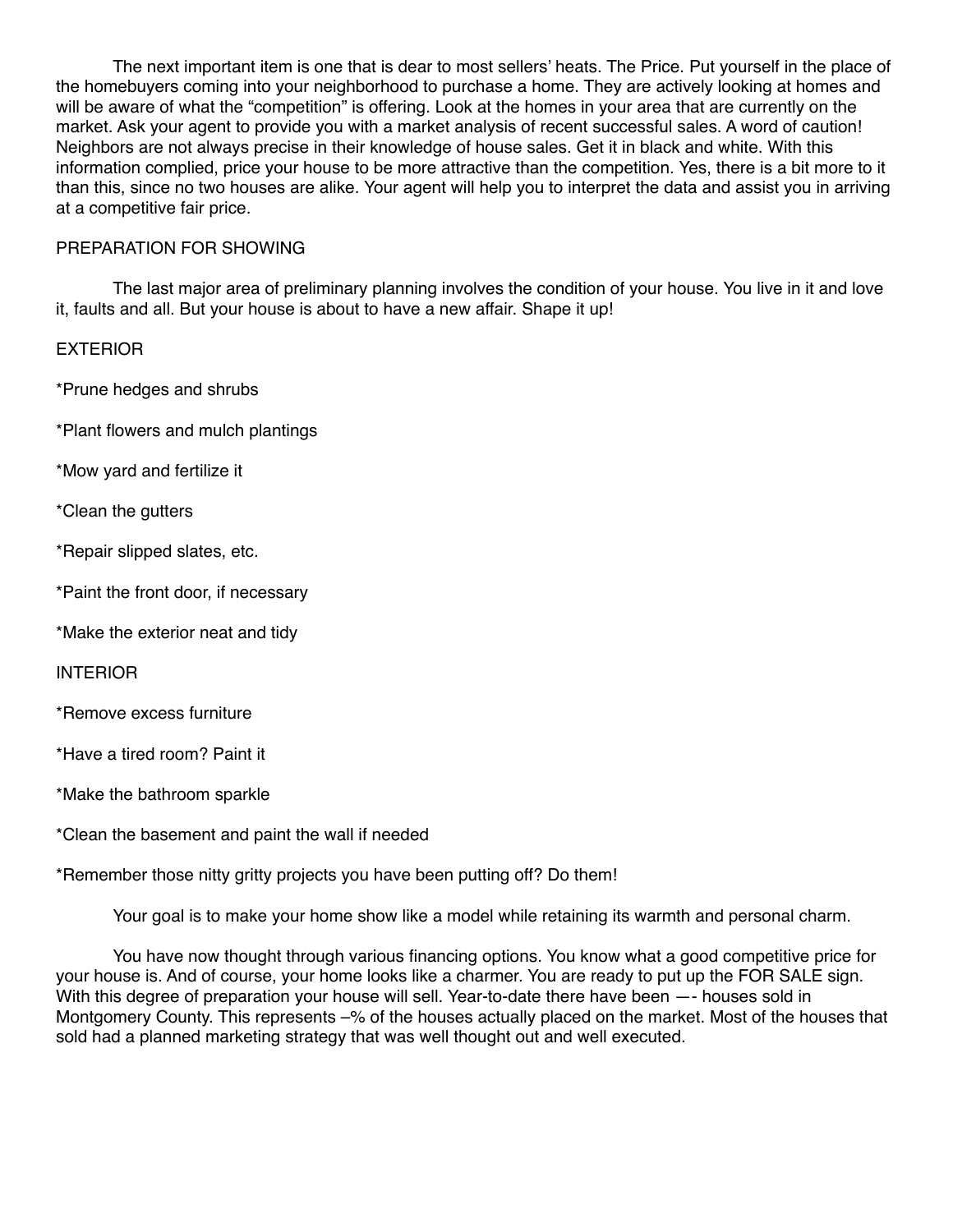The next important item is one that is dear to most sellers' heats. The Price. Put yourself in the place of the homebuyers coming into your neighborhood to purchase a home. They are actively looking at homes and will be aware of what the "competition" is offering. Look at the homes in your area that are currently on the market. Ask your agent to provide you with a market analysis of recent successful sales. A word of caution! Neighbors are not always precise in their knowledge of house sales. Get it in black and white. With this information complied, price your house to be more attractive than the competition. Yes, there is a bit more to it than this, since no two houses are alike. Your agent will help you to interpret the data and assist you in arriving at a competitive fair price.

PREPARATION FOR SHOWING

The last major area of preliminary planning involves the condition of your house. You live in it and love it, faults and all. But your house is about to have a new affair. Shape it up!

EXTERIOR

*Prune hedges and shrubs

*Plant flowers and mulch plantings

*Mow yard and fertilize it

*Clean the gutters

*Repair slipped slates, etc.

*Paint the front door, if necessary

*Make the exterior neat and tidy

INTERIOR

*Remove excess furniture

*Have a tired room? Paint it

*Make the bathroom sparkle

*Clean the basement and paint the wall if needed

*Remember those nitty gritty projects you have been putting off? Do them!

Your goal is to make your home show like a model while retaining its warmth and personal charm.

You have now thought through various financing options. You know what a good competitive price for your house is. And of course, your home looks like a charmer. You are ready to put up the FOR SALE sign. With this degree of preparation your house will sell. Year-to-date there have been —- houses sold in Montgomery County. This represents –% of the houses actually placed on the market. Most of the houses that sold had a planned marketing strategy that was well thought out and well executed.